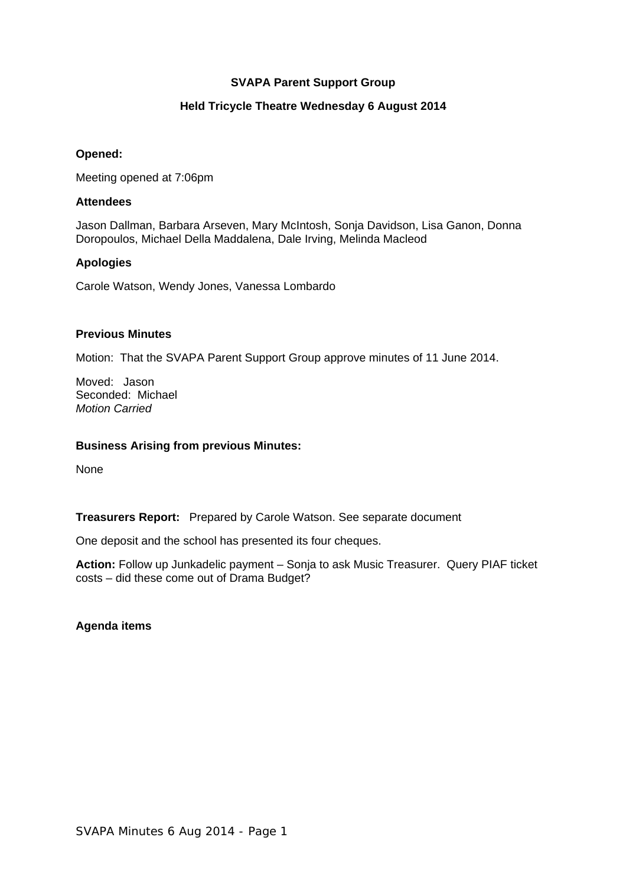**SVAPA Parent Support Group**

**Held Tricycle Theatre Wednesday 6 August 2014**

**Opened:**

Meeting opened at 7:06pm

**Attendees**

Jason Dallman, Barbara Arseven, Mary McIntosh, Sonja Davidson, Lisa Ganon, Donna Doropoulos, Michael Della Maddalena, Dale Irving, Melinda Macleod

**Apologies**

Carole Watson, Wendy Jones, Vanessa Lombardo

**Previous Minutes**

Motion: That the SVAPA Parent Support Group approve minutes of 11 June 2014.

Moved: Jason
Seconded: Michael
*Motion Carried*

**Business Arising from previous Minutes:**

None

**Treasurers Report:** Prepared by Carole Watson. See separate document

One deposit and the school has presented its four cheques.

**Action:** Follow up Junkadelic payment – Sonja to ask Music Treasurer. Query PIAF ticket costs – did these come out of Drama Budget?

**Agenda items**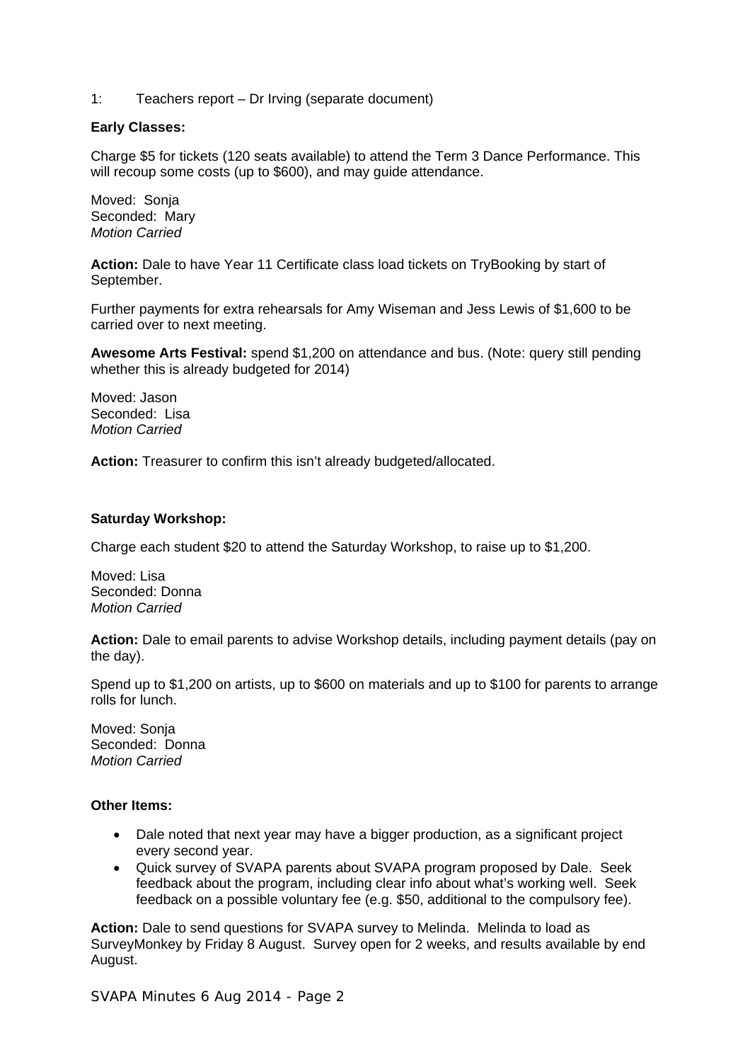1: Teachers report – Dr Irving (separate document)

**Early Classes:**

Charge $5 for tickets (120 seats available) to attend the Term 3 Dance Performance. This will recoup some costs (up to $600), and may guide attendance.

Moved: Sonja
Seconded: Mary
*Motion Carried*

**Action:** Dale to have Year 11 Certificate class load tickets on TryBooking by start of September.

Further payments for extra rehearsals for Amy Wiseman and Jess Lewis of $1,600 to be carried over to next meeting.

**Awesome Arts Festival:** spend $1,200 on attendance and bus. (Note: query still pending whether this is already budgeted for 2014)

Moved: Jason
Seconded: Lisa
*Motion Carried*

**Action:** Treasurer to confirm this isn't already budgeted/allocated.

**Saturday Workshop:**

Charge each student $20 to attend the Saturday Workshop, to raise up to $1,200.

Moved: Lisa
Seconded: Donna
*Motion Carried*

**Action:** Dale to email parents to advise Workshop details, including payment details (pay on the day).

Spend up to $1,200 on artists, up to $600 on materials and up to $100 for parents to arrange rolls for lunch.

Moved: Sonja
Seconded: Donna
*Motion Carried*

**Other Items:**

- Dale noted that next year may have a bigger production, as a significant project every second year.
- Quick survey of SVAPA parents about SVAPA program proposed by Dale. Seek feedback about the program, including clear info about what's working well. Seek feedback on a possible voluntary fee (e.g. $50, additional to the compulsory fee).

**Action:** Dale to send questions for SVAPA survey to Melinda. Melinda to load as SurveyMonkey by Friday 8 August. Survey open for 2 weeks, and results available by end August.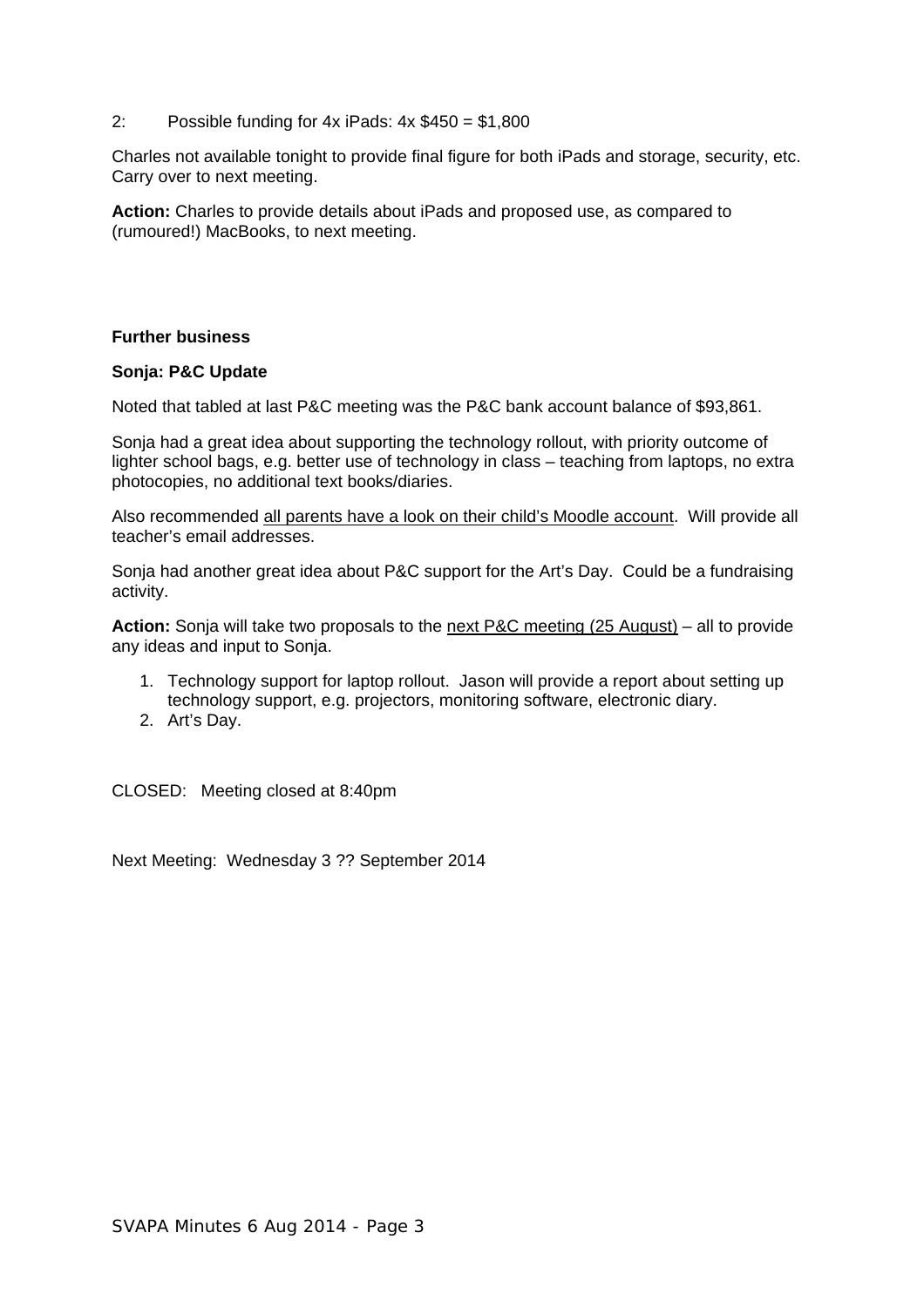2: Possible funding for 4x iPads: 4x $450 = $1,800

Charles not available tonight to provide final figure for both iPads and storage, security, etc. Carry over to next meeting.

**Action:** Charles to provide details about iPads and proposed use, as compared to (rumoured!) MacBooks, to next meeting.

**Further business**

**Sonja: P&C Update**

Noted that tabled at last P&C meeting was the P&C bank account balance of $93,861.

Sonja had a great idea about supporting the technology rollout, with priority outcome of lighter school bags, e.g. better use of technology in class – teaching from laptops, no extra photocopies, no additional text books/diaries.

Also recommended <u>all parents have a look on their child's Moodle account</u>. Will provide all teacher's email addresses.

Sonja had another great idea about P&C support for the Art's Day. Could be a fundraising activity.

**Action:** Sonja will take two proposals to the <u>next P&C meeting (25 August)</u> – all to provide any ideas and input to Sonja.

1. Technology support for laptop rollout. Jason will provide a report about setting up technology support, e.g. projectors, monitoring software, electronic diary.
2. Art's Day.

CLOSED: Meeting closed at 8:40pm

Next Meeting: Wednesday 3 ?? September 2014